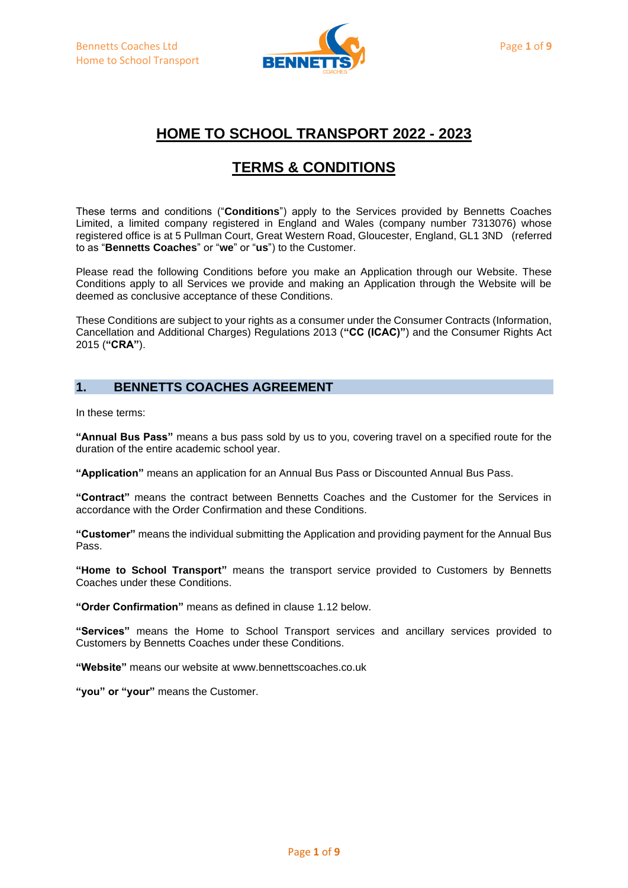# HOME TO SCHOOL TRANSPORT 2022 - 2023

# TERMS & CONDITIONS

These terms and conditions ("**Conditions**") apply to the Services provided by Bennetts Coaches Limited, a limited company registered in England and Wales (company number 7313076) whose registered office is at 5 Pullman Court, Great Western Road, Gloucester, England, GL1 3ND (referred to as "**Bennetts Coaches**" or "**we**" or "**us**") to the Customer.

Please read the following Conditions before you make an Application through our Website. These Conditions apply to all Services we provide and making an Application through the Website will be deemed as conclusive acceptance of these Conditions.

These Conditions are subject to your rights as a consumer under the Consumer Contracts (Information, Cancellation and Additional Charges) Regulations 2013 (**"CC (ICAC)"**) and the Consumer Rights Act 2015 (**"CRA"**).

## 1. BENNETTS COACHES AGREEMENT

In these terms:

**"Annual Bus Pass"** means a bus pass sold by us to you, covering travel on a specified route for the duration of the entire academic school year.

**"Application"** means an application for an Annual Bus Pass or Discounted Annual Bus Pass.

**"Contract"** means the contract between Bennetts Coaches and the Customer for the Services in accordance with the Order Confirmation and these Conditions.

**"Customer"** means the individual submitting the Application and providing payment for the Annual Bus Pass.

**"Home to School Transport"** means the transport service provided to Customers by Bennetts Coaches under these Conditions.

**"Order Confirmation"** means as defined in clause 1.12 below.

**"Services"** means the Home to School Transport services and ancillary services provided to Customers by Bennetts Coaches under these Conditions.

**"Website"** means our website at www.bennettscoaches.co.uk

**"you" or "your"** means the Customer.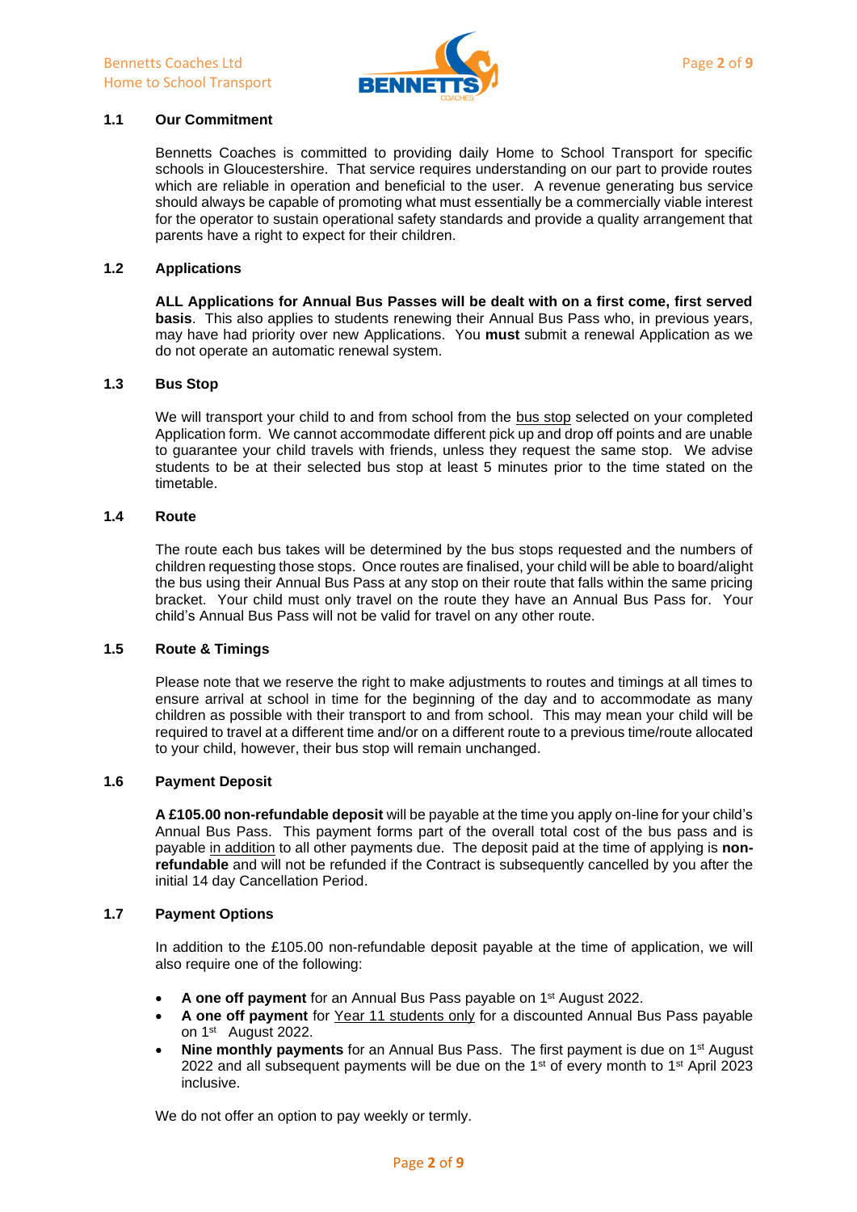## 1.1 Our Commitment

Bennetts Coaches is committed to providing daily Home to School Transport for specific schools in Gloucestershire. That service requires understanding on our part to provide routes which are reliable in operation and beneficial to the user. A revenue generating bus service should always be capable of promoting what must essentially be a commercially viable interest for the operator to sustain operational safety standards and provide a quality arrangement that parents have a right to expect for their children.

## 1.2 Applications

**ALL Applications for Annual Bus Passes will be dealt with on a first come, first served basis**. This also applies to students renewing their Annual Bus Pass who, in previous years, may have had priority over new Applications. You **must** submit a renewal Application as we do not operate an automatic renewal system.

## 1.3 Bus Stop

We will transport your child to and from school from the bus stop selected on your completed Application form. We cannot accommodate different pick up and drop off points and are unable to guarantee your child travels with friends, unless they request the same stop. We advise students to be at their selected bus stop at least 5 minutes prior to the time stated on the timetable.

## 1.4 Route

The route each bus takes will be determined by the bus stops requested and the numbers of children requesting those stops. Once routes are finalised, your child will be able to board/alight the bus using their Annual Bus Pass at any stop on their route that falls within the same pricing bracket. Your child must only travel on the route they have an Annual Bus Pass for. Your child's Annual Bus Pass will not be valid for travel on any other route.

## 1.5 Route & Timings

Please note that we reserve the right to make adjustments to routes and timings at all times to ensure arrival at school in time for the beginning of the day and to accommodate as many children as possible with their transport to and from school. This may mean your child will be required to travel at a different time and/or on a different route to a previous time/route allocated to your child, however, their bus stop will remain unchanged.

## 1.6 Payment Deposit

**A £105.00 non-refundable deposit** will be payable at the time you apply on-line for your child's Annual Bus Pass. This payment forms part of the overall total cost of the bus pass and is payable in addition to all other payments due. The deposit paid at the time of applying is **non-refundable** and will not be refunded if the Contract is subsequently cancelled by you after the initial 14 day Cancellation Period.

## 1.7 Payment Options

In addition to the £105.00 non-refundable deposit payable at the time of application, we will also require one of the following:

- **A one off payment** for an Annual Bus Pass payable on 1st August 2022.
- **A one off payment** for Year 11 students only for a discounted Annual Bus Pass payable on 1st August 2022.
- **Nine monthly payments** for an Annual Bus Pass. The first payment is due on 1st August 2022 and all subsequent payments will be due on the 1st of every month to 1st April 2023 inclusive.

We do not offer an option to pay weekly or termly.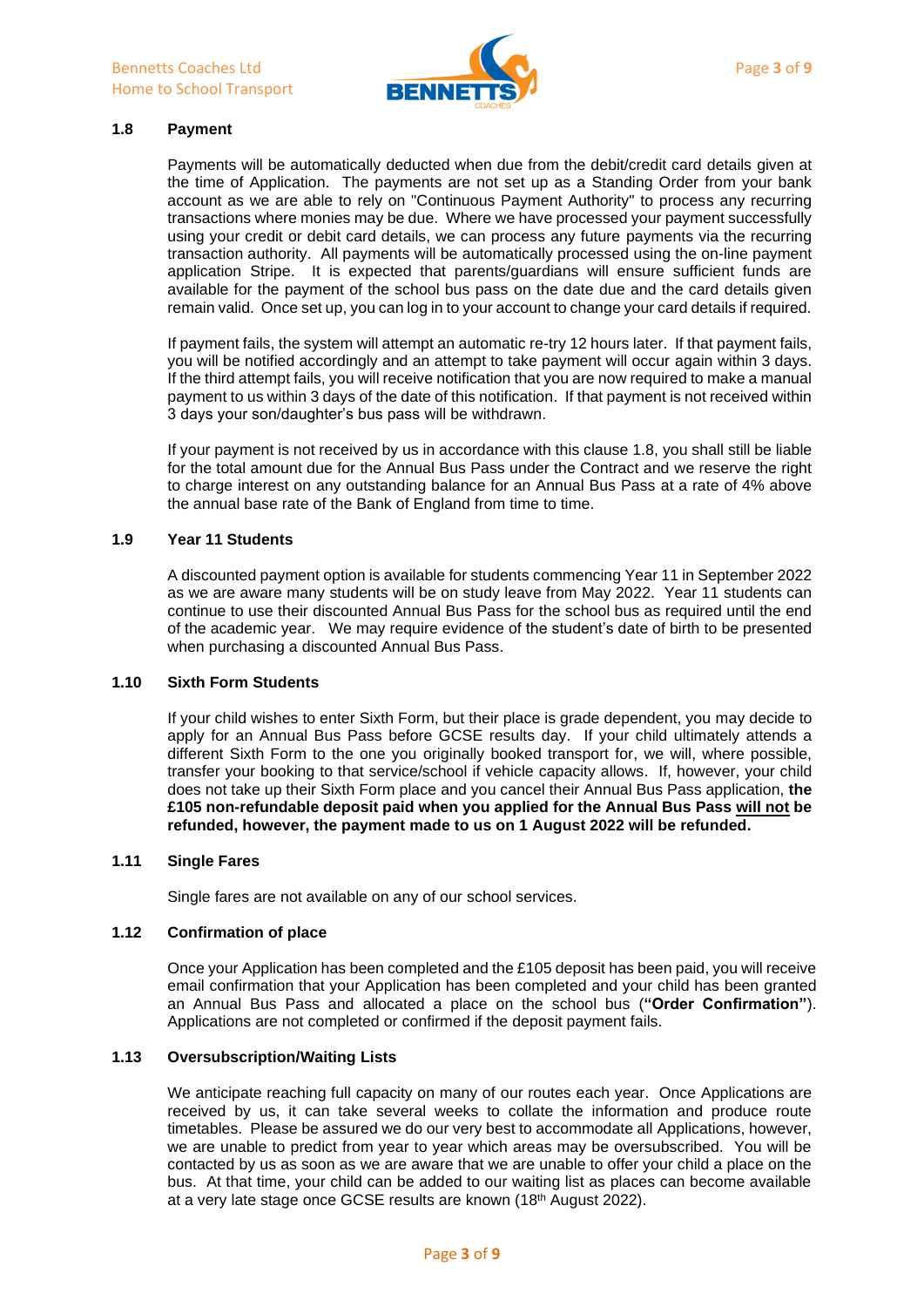### 1.8 Payment

Payments will be automatically deducted when due from the debit/credit card details given at the time of Application. The payments are not set up as a Standing Order from your bank account as we are able to rely on "Continuous Payment Authority" to process any recurring transactions where monies may be due. Where we have processed your payment successfully using your credit or debit card details, we can process any future payments via the recurring transaction authority. All payments will be automatically processed using the on-line payment application Stripe. It is expected that parents/guardians will ensure sufficient funds are available for the payment of the school bus pass on the date due and the card details given remain valid. Once set up, you can log in to your account to change your card details if required.

If payment fails, the system will attempt an automatic re-try 12 hours later. If that payment fails, you will be notified accordingly and an attempt to take payment will occur again within 3 days. If the third attempt fails, you will receive notification that you are now required to make a manual payment to us within 3 days of the date of this notification. If that payment is not received within 3 days your son/daughter's bus pass will be withdrawn.

If your payment is not received by us in accordance with this clause 1.8, you shall still be liable for the total amount due for the Annual Bus Pass under the Contract and we reserve the right to charge interest on any outstanding balance for an Annual Bus Pass at a rate of 4% above the annual base rate of the Bank of England from time to time.

### 1.9 Year 11 Students

A discounted payment option is available for students commencing Year 11 in September 2022 as we are aware many students will be on study leave from May 2022. Year 11 students can continue to use their discounted Annual Bus Pass for the school bus as required until the end of the academic year. We may require evidence of the student's date of birth to be presented when purchasing a discounted Annual Bus Pass.

### 1.10 Sixth Form Students

If your child wishes to enter Sixth Form, but their place is grade dependent, you may decide to apply for an Annual Bus Pass before GCSE results day. If your child ultimately attends a different Sixth Form to the one you originally booked transport for, we will, where possible, transfer your booking to that service/school if vehicle capacity allows. If, however, your child does not take up their Sixth Form place and you cancel their Annual Bus Pass application, **the £105 non-refundable deposit paid when you applied for the Annual Bus Pass <u>will not</u> be refunded, however, the payment made to us on 1 August 2022 will be refunded.**

### 1.11 Single Fares

Single fares are not available on any of our school services.

### 1.12 Confirmation of place

Once your Application has been completed and the £105 deposit has been paid, you will receive email confirmation that your Application has been completed and your child has been granted an Annual Bus Pass and allocated a place on the school bus (**"Order Confirmation"**). Applications are not completed or confirmed if the deposit payment fails.

### 1.13 Oversubscription/Waiting Lists

We anticipate reaching full capacity on many of our routes each year. Once Applications are received by us, it can take several weeks to collate the information and produce route timetables. Please be assured we do our very best to accommodate all Applications, however, we are unable to predict from year to year which areas may be oversubscribed. You will be contacted by us as soon as we are aware that we are unable to offer your child a place on the bus. At that time, your child can be added to our waiting list as places can become available at a very late stage once GCSE results are known (18th August 2022).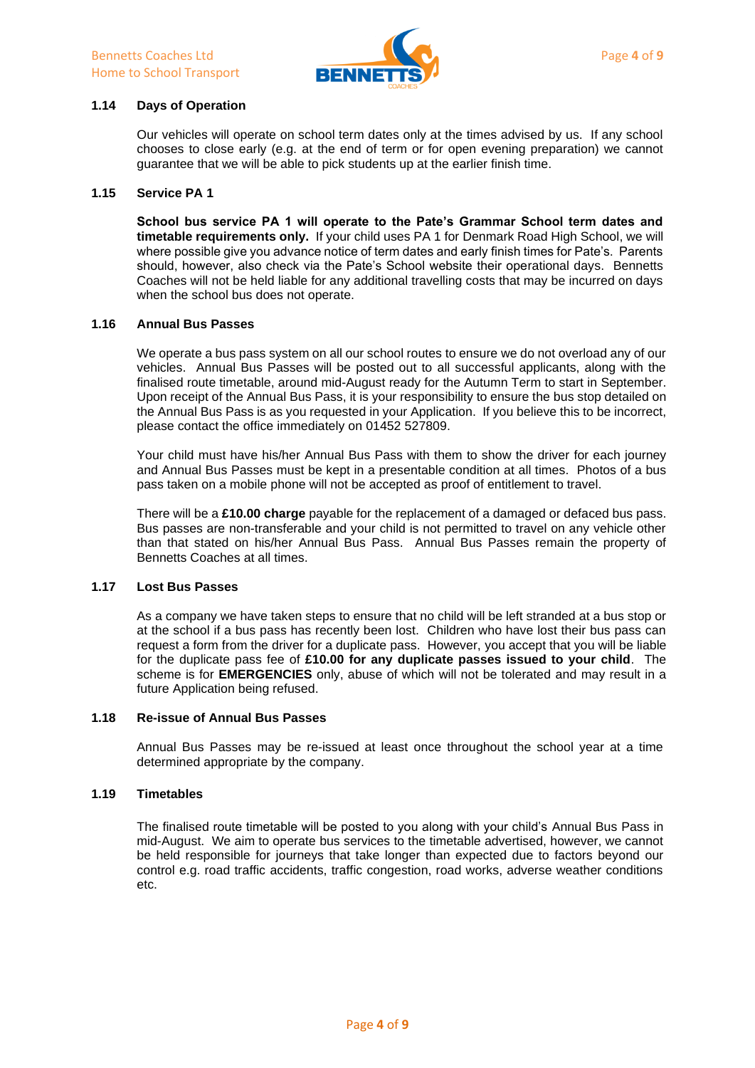### 1.14 Days of Operation

Our vehicles will operate on school term dates only at the times advised by us. If any school chooses to close early (e.g. at the end of term or for open evening preparation) we cannot guarantee that we will be able to pick students up at the earlier finish time.

### 1.15 Service PA 1

**School bus service PA 1 will operate to the Pate's Grammar School term dates and timetable requirements only.** If your child uses PA 1 for Denmark Road High School, we will where possible give you advance notice of term dates and early finish times for Pate's. Parents should, however, also check via the Pate's School website their operational days. Bennetts Coaches will not be held liable for any additional travelling costs that may be incurred on days when the school bus does not operate.

### 1.16 Annual Bus Passes

We operate a bus pass system on all our school routes to ensure we do not overload any of our vehicles. Annual Bus Passes will be posted out to all successful applicants, along with the finalised route timetable, around mid-August ready for the Autumn Term to start in September. Upon receipt of the Annual Bus Pass, it is your responsibility to ensure the bus stop detailed on the Annual Bus Pass is as you requested in your Application. If you believe this to be incorrect, please contact the office immediately on 01452 527809.

Your child must have his/her Annual Bus Pass with them to show the driver for each journey and Annual Bus Passes must be kept in a presentable condition at all times. Photos of a bus pass taken on a mobile phone will not be accepted as proof of entitlement to travel.

There will be a **£10.00 charge** payable for the replacement of a damaged or defaced bus pass. Bus passes are non-transferable and your child is not permitted to travel on any vehicle other than that stated on his/her Annual Bus Pass. Annual Bus Passes remain the property of Bennetts Coaches at all times.

### 1.17 Lost Bus Passes

As a company we have taken steps to ensure that no child will be left stranded at a bus stop or at the school if a bus pass has recently been lost. Children who have lost their bus pass can request a form from the driver for a duplicate pass. However, you accept that you will be liable for the duplicate pass fee of **£10.00 for any duplicate passes issued to your child**. The scheme is for **EMERGENCIES** only, abuse of which will not be tolerated and may result in a future Application being refused.

### 1.18 Re-issue of Annual Bus Passes

Annual Bus Passes may be re-issued at least once throughout the school year at a time determined appropriate by the company.

### 1.19 Timetables

The finalised route timetable will be posted to you along with your child's Annual Bus Pass in mid-August. We aim to operate bus services to the timetable advertised, however, we cannot be held responsible for journeys that take longer than expected due to factors beyond our control e.g. road traffic accidents, traffic congestion, road works, adverse weather conditions etc.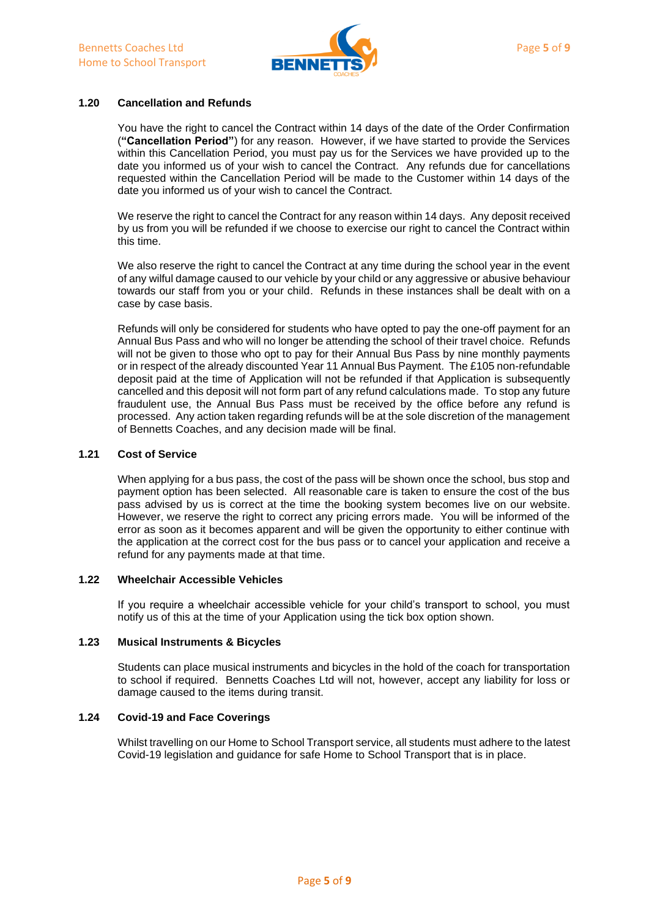### 1.20 Cancellation and Refunds

You have the right to cancel the Contract within 14 days of the date of the Order Confirmation (**"Cancellation Period"**) for any reason. However, if we have started to provide the Services within this Cancellation Period, you must pay us for the Services we have provided up to the date you informed us of your wish to cancel the Contract. Any refunds due for cancellations requested within the Cancellation Period will be made to the Customer within 14 days of the date you informed us of your wish to cancel the Contract.

We reserve the right to cancel the Contract for any reason within 14 days. Any deposit received by us from you will be refunded if we choose to exercise our right to cancel the Contract within this time.

We also reserve the right to cancel the Contract at any time during the school year in the event of any wilful damage caused to our vehicle by your child or any aggressive or abusive behaviour towards our staff from you or your child. Refunds in these instances shall be dealt with on a case by case basis.

Refunds will only be considered for students who have opted to pay the one-off payment for an Annual Bus Pass and who will no longer be attending the school of their travel choice. Refunds will not be given to those who opt to pay for their Annual Bus Pass by nine monthly payments or in respect of the already discounted Year 11 Annual Bus Payment. The £105 non-refundable deposit paid at the time of Application will not be refunded if that Application is subsequently cancelled and this deposit will not form part of any refund calculations made. To stop any future fraudulent use, the Annual Bus Pass must be received by the office before any refund is processed. Any action taken regarding refunds will be at the sole discretion of the management of Bennetts Coaches, and any decision made will be final.

### 1.21 Cost of Service

When applying for a bus pass, the cost of the pass will be shown once the school, bus stop and payment option has been selected. All reasonable care is taken to ensure the cost of the bus pass advised by us is correct at the time the booking system becomes live on our website. However, we reserve the right to correct any pricing errors made. You will be informed of the error as soon as it becomes apparent and will be given the opportunity to either continue with the application at the correct cost for the bus pass or to cancel your application and receive a refund for any payments made at that time.

### 1.22 Wheelchair Accessible Vehicles

If you require a wheelchair accessible vehicle for your child's transport to school, you must notify us of this at the time of your Application using the tick box option shown.

### 1.23 Musical Instruments & Bicycles

Students can place musical instruments and bicycles in the hold of the coach for transportation to school if required. Bennetts Coaches Ltd will not, however, accept any liability for loss or damage caused to the items during transit.

### 1.24 Covid-19 and Face Coverings

Whilst travelling on our Home to School Transport service, all students must adhere to the latest Covid-19 legislation and guidance for safe Home to School Transport that is in place.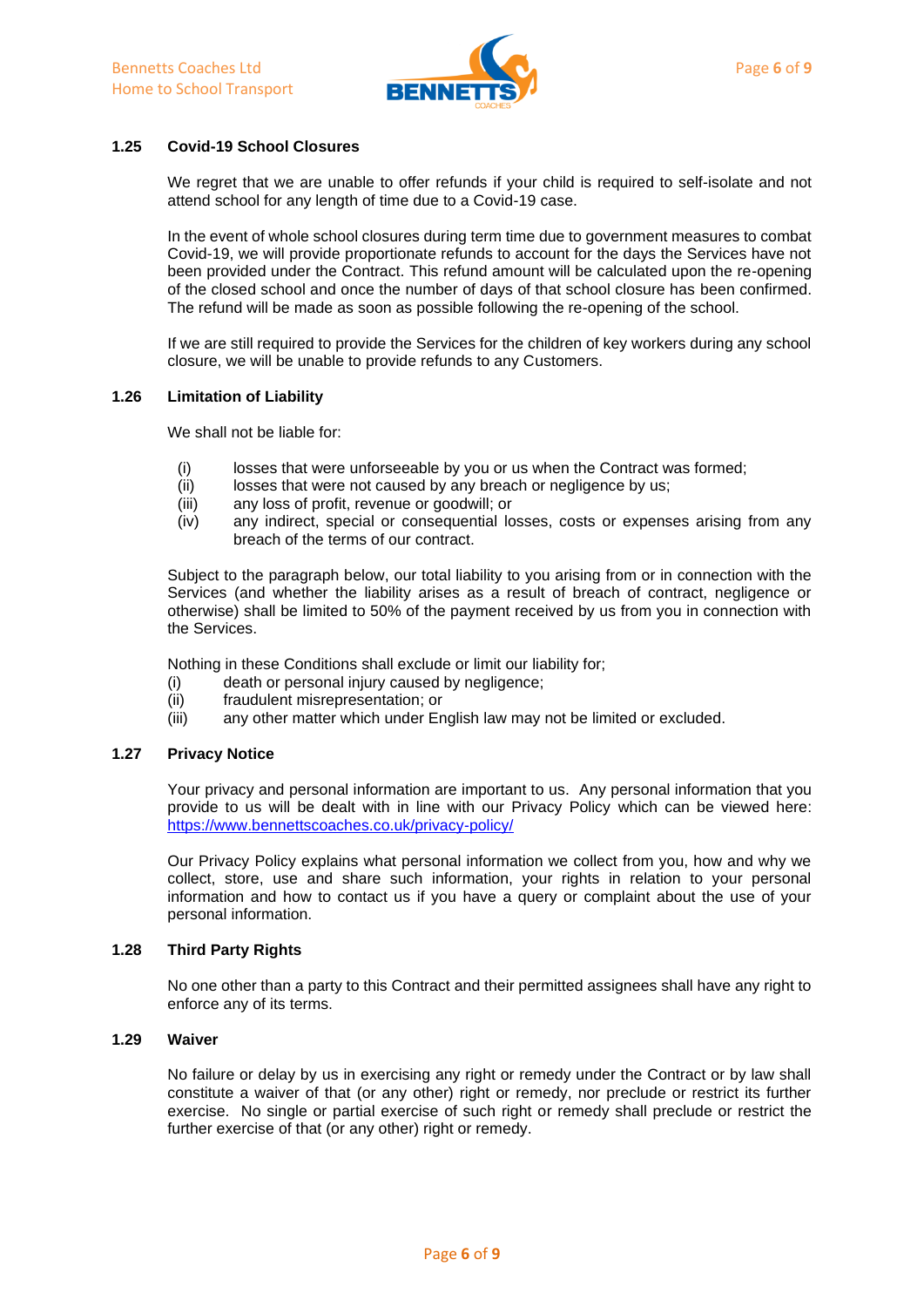### 1.25 Covid-19 School Closures

We regret that we are unable to offer refunds if your child is required to self-isolate and not attend school for any length of time due to a Covid-19 case.

In the event of whole school closures during term time due to government measures to combat Covid-19, we will provide proportionate refunds to account for the days the Services have not been provided under the Contract. This refund amount will be calculated upon the re-opening of the closed school and once the number of days of that school closure has been confirmed. The refund will be made as soon as possible following the re-opening of the school.

If we are still required to provide the Services for the children of key workers during any school closure, we will be unable to provide refunds to any Customers.

### 1.26 Limitation of Liability

We shall not be liable for:

(i) losses that were unforseeable by you or us when the Contract was formed;
(ii) losses that were not caused by any breach or negligence by us;
(iii) any loss of profit, revenue or goodwill; or
(iv) any indirect, special or consequential losses, costs or expenses arising from any breach of the terms of our contract.

Subject to the paragraph below, our total liability to you arising from or in connection with the Services (and whether the liability arises as a result of breach of contract, negligence or otherwise) shall be limited to 50% of the payment received by us from you in connection with the Services.

Nothing in these Conditions shall exclude or limit our liability for;
(i) death or personal injury caused by negligence;
(ii) fraudulent misrepresentation; or
(iii) any other matter which under English law may not be limited or excluded.

### 1.27 Privacy Notice

Your privacy and personal information are important to us. Any personal information that you provide to us will be dealt with in line with our Privacy Policy which can be viewed here: https://www.bennettscoaches.co.uk/privacy-policy/

Our Privacy Policy explains what personal information we collect from you, how and why we collect, store, use and share such information, your rights in relation to your personal information and how to contact us if you have a query or complaint about the use of your personal information.

### 1.28 Third Party Rights

No one other than a party to this Contract and their permitted assignees shall have any right to enforce any of its terms.

### 1.29 Waiver

No failure or delay by us in exercising any right or remedy under the Contract or by law shall constitute a waiver of that (or any other) right or remedy, nor preclude or restrict its further exercise. No single or partial exercise of such right or remedy shall preclude or restrict the further exercise of that (or any other) right or remedy.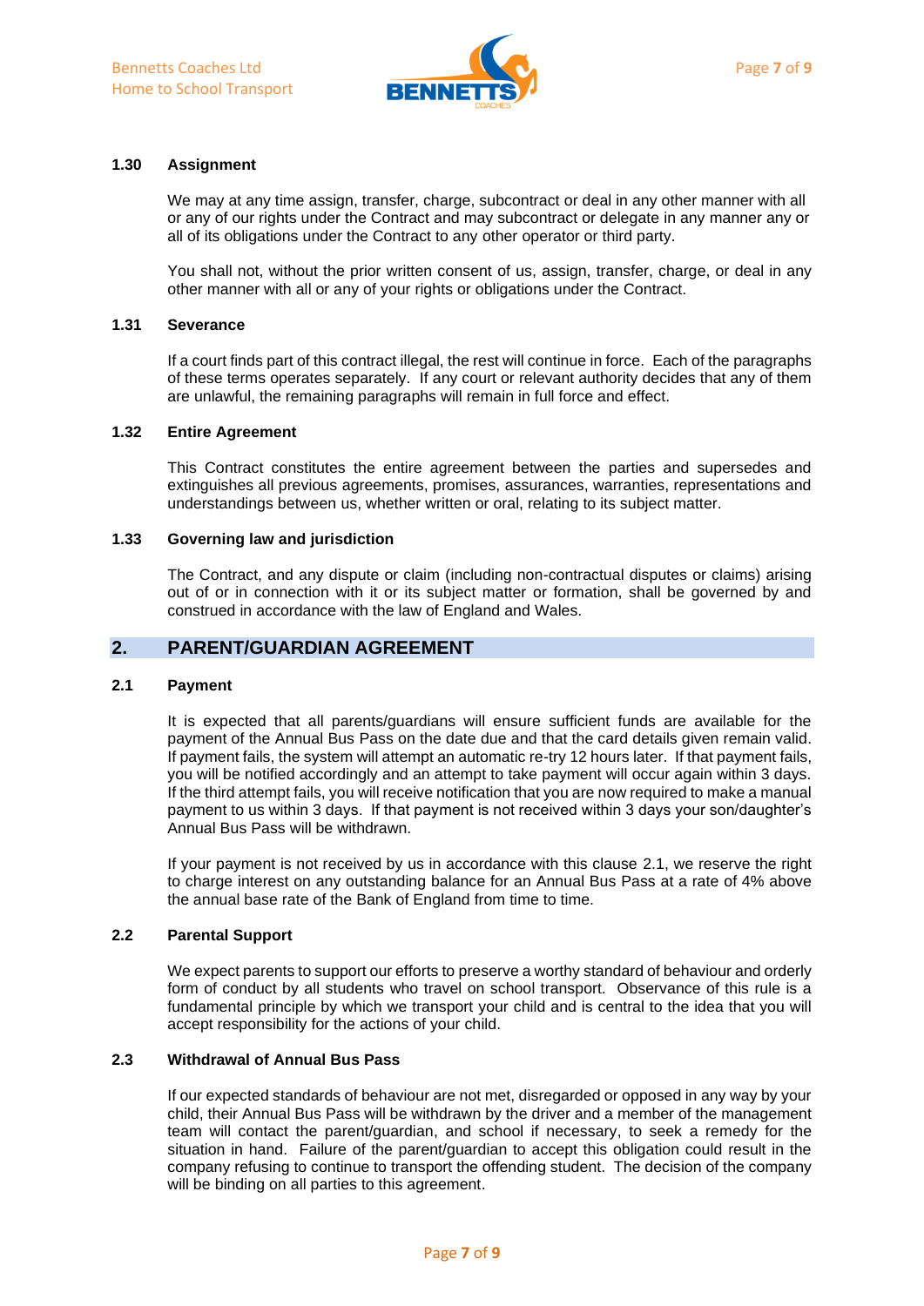### 1.30 Assignment

We may at any time assign, transfer, charge, subcontract or deal in any other manner with all or any of our rights under the Contract and may subcontract or delegate in any manner any or all of its obligations under the Contract to any other operator or third party.

You shall not, without the prior written consent of us, assign, transfer, charge, or deal in any other manner with all or any of your rights or obligations under the Contract.

### 1.31 Severance

If a court finds part of this contract illegal, the rest will continue in force. Each of the paragraphs of these terms operates separately. If any court or relevant authority decides that any of them are unlawful, the remaining paragraphs will remain in full force and effect.

### 1.32 Entire Agreement

This Contract constitutes the entire agreement between the parties and supersedes and extinguishes all previous agreements, promises, assurances, warranties, representations and understandings between us, whether written or oral, relating to its subject matter.

### 1.33 Governing law and jurisdiction

The Contract, and any dispute or claim (including non-contractual disputes or claims) arising out of or in connection with it or its subject matter or formation, shall be governed by and construed in accordance with the law of England and Wales.

## 2. PARENT/GUARDIAN AGREEMENT

### 2.1 Payment

It is expected that all parents/guardians will ensure sufficient funds are available for the payment of the Annual Bus Pass on the date due and that the card details given remain valid. If payment fails, the system will attempt an automatic re-try 12 hours later. If that payment fails, you will be notified accordingly and an attempt to take payment will occur again within 3 days. If the third attempt fails, you will receive notification that you are now required to make a manual payment to us within 3 days. If that payment is not received within 3 days your son/daughter's Annual Bus Pass will be withdrawn.

If your payment is not received by us in accordance with this clause 2.1, we reserve the right to charge interest on any outstanding balance for an Annual Bus Pass at a rate of 4% above the annual base rate of the Bank of England from time to time.

### 2.2 Parental Support

We expect parents to support our efforts to preserve a worthy standard of behaviour and orderly form of conduct by all students who travel on school transport. Observance of this rule is a fundamental principle by which we transport your child and is central to the idea that you will accept responsibility for the actions of your child.

### 2.3 Withdrawal of Annual Bus Pass

If our expected standards of behaviour are not met, disregarded or opposed in any way by your child, their Annual Bus Pass will be withdrawn by the driver and a member of the management team will contact the parent/guardian, and school if necessary, to seek a remedy for the situation in hand. Failure of the parent/guardian to accept this obligation could result in the company refusing to continue to transport the offending student. The decision of the company will be binding on all parties to this agreement.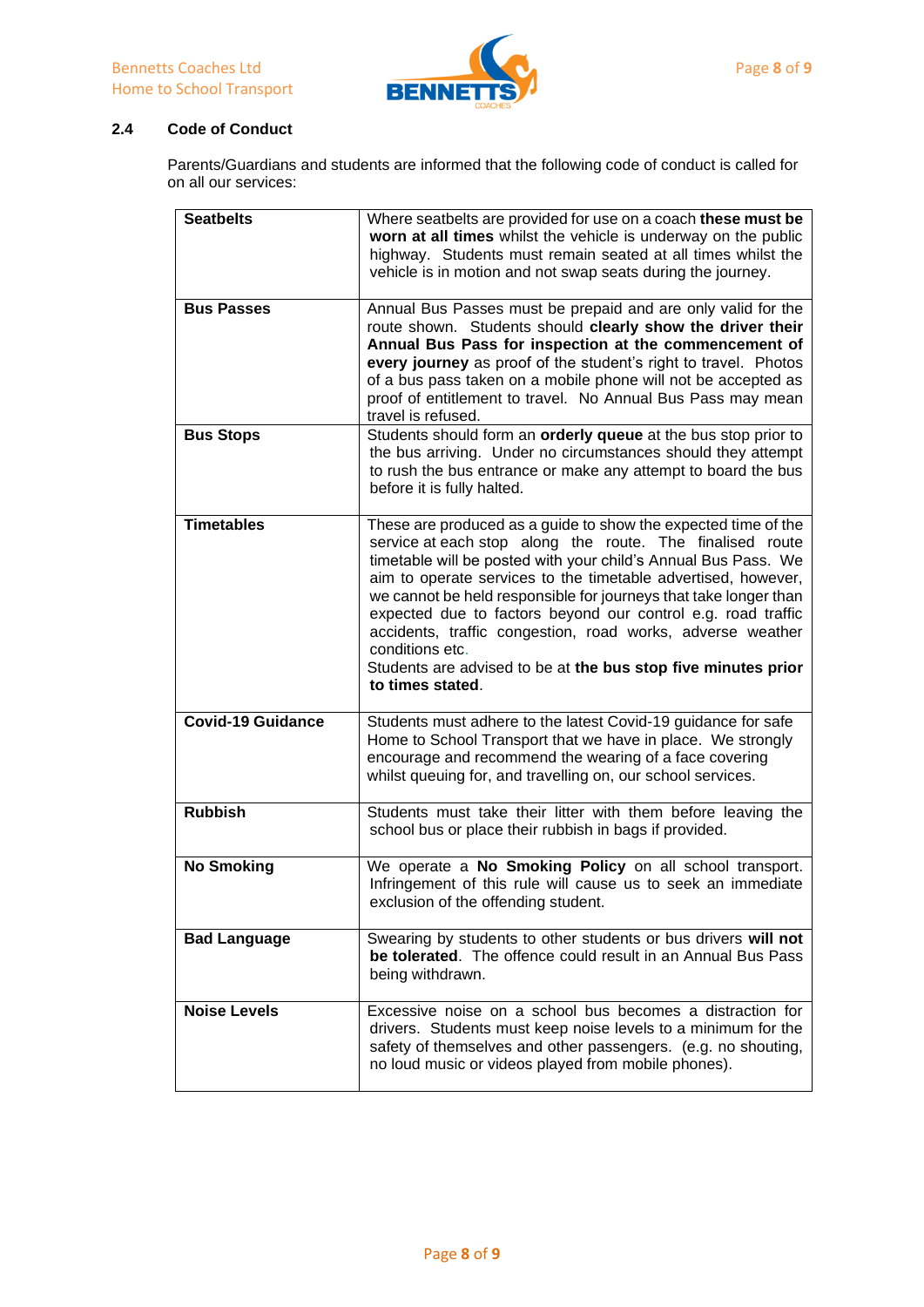### 2.4 Code of Conduct

Parents/Guardians and students are informed that the following code of conduct is called for on all our services:

| | |
|---|---|
| **Seatbelts** | Where seatbelts are provided for use on a coach **these must be worn at all times** whilst the vehicle is underway on the public highway. Students must remain seated at all times whilst the vehicle is in motion and not swap seats during the journey. |
| **Bus Passes** | Annual Bus Passes must be prepaid and are only valid for the route shown. Students should **clearly show the driver their Annual Bus Pass for inspection at the commencement of every journey** as proof of the student's right to travel. Photos of a bus pass taken on a mobile phone will not be accepted as proof of entitlement to travel. No Annual Bus Pass may mean travel is refused. |
| **Bus Stops** | Students should form an **orderly queue** at the bus stop prior to the bus arriving. Under no circumstances should they attempt to rush the bus entrance or make any attempt to board the bus before it is fully halted. |
| **Timetables** | These are produced as a guide to show the expected time of the service at each stop along the route. The finalised route timetable will be posted with your child's Annual Bus Pass. We aim to operate services to the timetable advertised, however, we cannot be held responsible for journeys that take longer than expected due to factors beyond our control e.g. road traffic accidents, traffic congestion, road works, adverse weather conditions etc.<br>Students are advised to be at **the bus stop five minutes prior to times stated**. |
| **Covid-19 Guidance** | Students must adhere to the latest Covid-19 guidance for safe Home to School Transport that we have in place. We strongly encourage and recommend the wearing of a face covering whilst queuing for, and travelling on, our school services. |
| **Rubbish** | Students must take their litter with them before leaving the school bus or place their rubbish in bags if provided. |
| **No Smoking** | We operate a **No Smoking Policy** on all school transport. Infringement of this rule will cause us to seek an immediate exclusion of the offending student. |
| **Bad Language** | Swearing by students to other students or bus drivers **will not be tolerated**. The offence could result in an Annual Bus Pass being withdrawn. |
| **Noise Levels** | Excessive noise on a school bus becomes a distraction for drivers. Students must keep noise levels to a minimum for the safety of themselves and other passengers. (e.g. no shouting, no loud music or videos played from mobile phones). |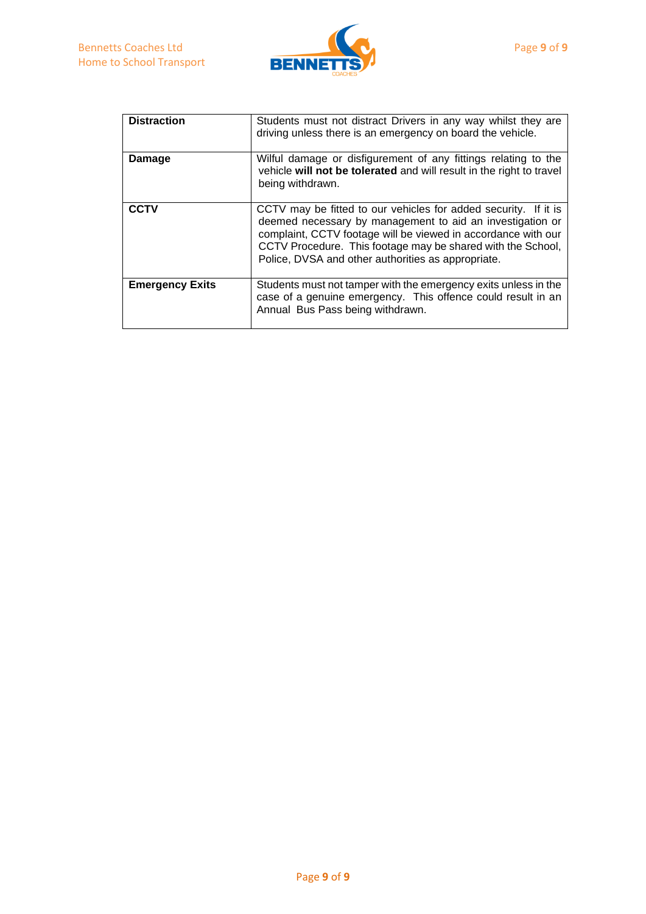| | |
|---|---|
| **Distraction** | Students must not distract Drivers in any way whilst they are driving unless there is an emergency on board the vehicle. |
| **Damage** | Wilful damage or disfigurement of any fittings relating to the vehicle **will not be tolerated** and will result in the right to travel being withdrawn. |
| **CCTV** | CCTV may be fitted to our vehicles for added security. If it is deemed necessary by management to aid an investigation or complaint, CCTV footage will be viewed in accordance with our CCTV Procedure. This footage may be shared with the School, Police, DVSA and other authorities as appropriate. |
| **Emergency Exits** | Students must not tamper with the emergency exits unless in the case of a genuine emergency. This offence could result in an Annual Bus Pass being withdrawn. |